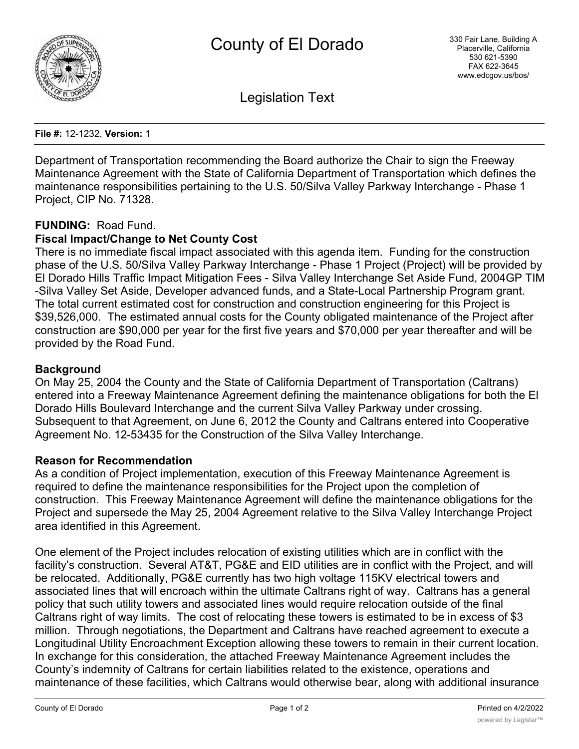# County of El Dorado

330 Fair Lane, Building A
Placerville, California
530 621-5390
FAX 622-3645
www.edcgov.us/bos/

## Legislation Text

**File #:** 12-1232, **Version:** 1

Department of Transportation recommending the Board authorize the Chair to sign the Freeway Maintenance Agreement with the State of California Department of Transportation which defines the maintenance responsibilities pertaining to the U.S. 50/Silva Valley Parkway Interchange - Phase 1 Project, CIP No. 71328.

**FUNDING:** Road Fund.

**Fiscal Impact/Change to Net County Cost**

There is no immediate fiscal impact associated with this agenda item. Funding for the construction phase of the U.S. 50/Silva Valley Parkway Interchange - Phase 1 Project (Project) will be provided by El Dorado Hills Traffic Impact Mitigation Fees - Silva Valley Interchange Set Aside Fund, 2004GP TIM -Silva Valley Set Aside, Developer advanced funds, and a State-Local Partnership Program grant. The total current estimated cost for construction and construction engineering for this Project is $39,526,000. The estimated annual costs for the County obligated maintenance of the Project after construction are $90,000 per year for the first five years and $70,000 per year thereafter and will be provided by the Road Fund.

**Background**

On May 25, 2004 the County and the State of California Department of Transportation (Caltrans) entered into a Freeway Maintenance Agreement defining the maintenance obligations for both the El Dorado Hills Boulevard Interchange and the current Silva Valley Parkway under crossing. Subsequent to that Agreement, on June 6, 2012 the County and Caltrans entered into Cooperative Agreement No. 12-53435 for the Construction of the Silva Valley Interchange.

**Reason for Recommendation**

As a condition of Project implementation, execution of this Freeway Maintenance Agreement is required to define the maintenance responsibilities for the Project upon the completion of construction. This Freeway Maintenance Agreement will define the maintenance obligations for the Project and supersede the May 25, 2004 Agreement relative to the Silva Valley Interchange Project area identified in this Agreement.

One element of the Project includes relocation of existing utilities which are in conflict with the facility's construction. Several AT&T, PG&E and EID utilities are in conflict with the Project, and will be relocated. Additionally, PG&E currently has two high voltage 115KV electrical towers and associated lines that will encroach within the ultimate Caltrans right of way. Caltrans has a general policy that such utility towers and associated lines would require relocation outside of the final Caltrans right of way limits. The cost of relocating these towers is estimated to be in excess of $3 million. Through negotiations, the Department and Caltrans have reached agreement to execute a Longitudinal Utility Encroachment Exception allowing these towers to remain in their current location. In exchange for this consideration, the attached Freeway Maintenance Agreement includes the County's indemnity of Caltrans for certain liabilities related to the existence, operations and maintenance of these facilities, which Caltrans would otherwise bear, along with additional insurance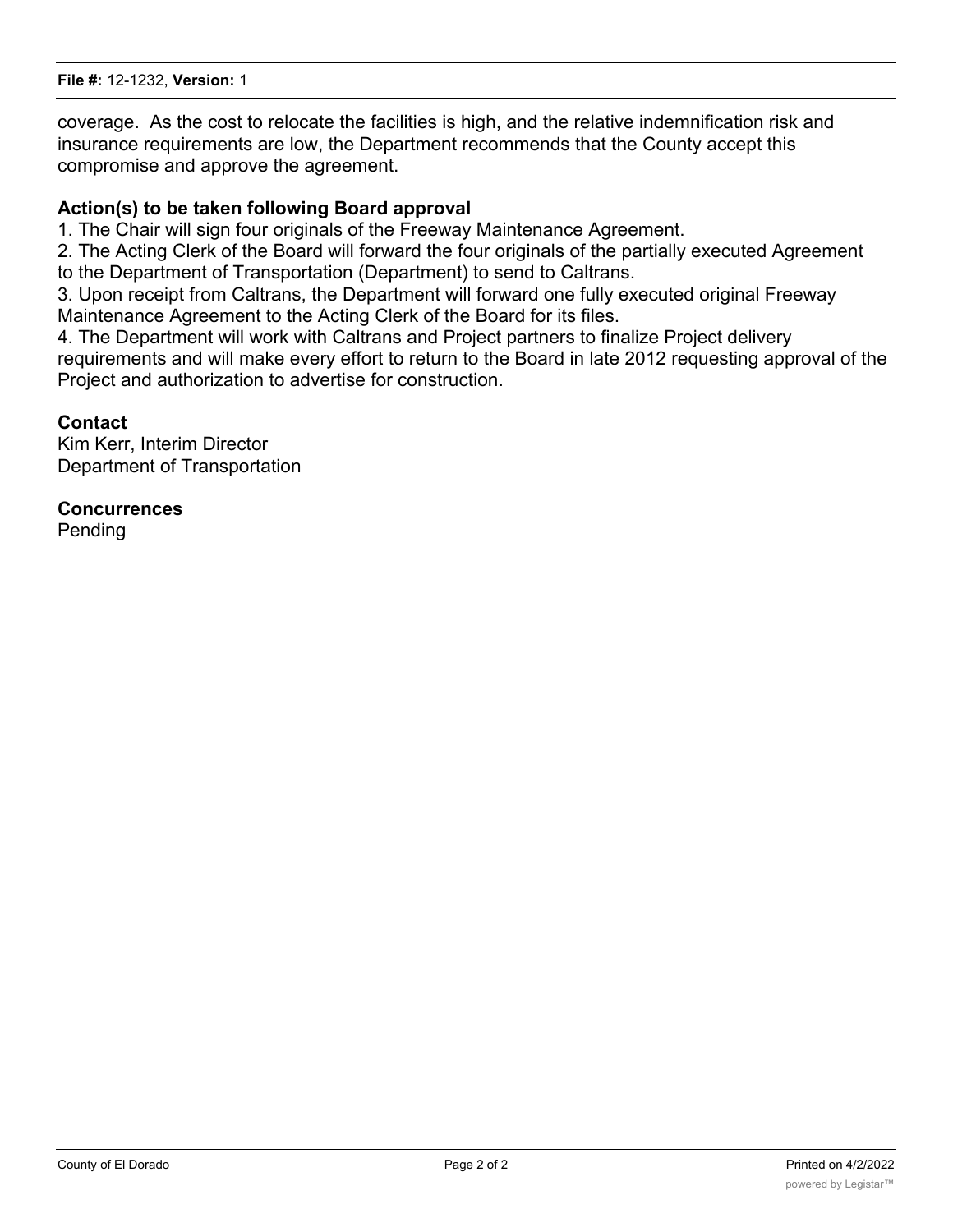coverage. As the cost to relocate the facilities is high, and the relative indemnification risk and insurance requirements are low, the Department recommends that the County accept this compromise and approve the agreement.

**Action(s) to be taken following Board approval**

1. The Chair will sign four originals of the Freeway Maintenance Agreement.
2. The Acting Clerk of the Board will forward the four originals of the partially executed Agreement to the Department of Transportation (Department) to send to Caltrans.
3. Upon receipt from Caltrans, the Department will forward one fully executed original Freeway Maintenance Agreement to the Acting Clerk of the Board for its files.
4. The Department will work with Caltrans and Project partners to finalize Project delivery requirements and will make every effort to return to the Board in late 2012 requesting approval of the Project and authorization to advertise for construction.

**Contact**

Kim Kerr, Interim Director
Department of Transportation

**Concurrences**

Pending